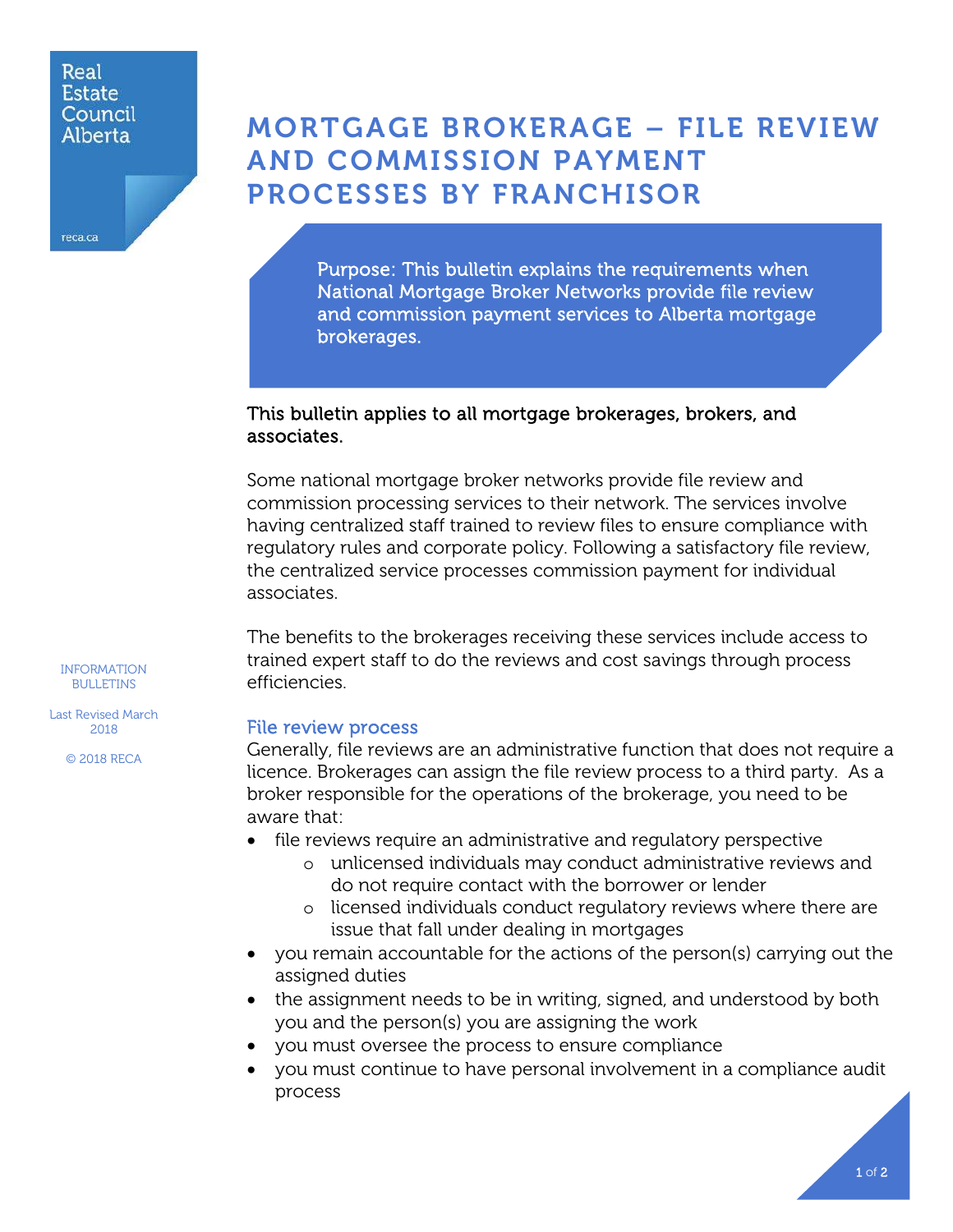Real Estate Council Alberta

reca.ca

# MORTGAGE BROKERAGE – FILE REVIEW AND COMMISSION PAYMENT PROCESSES BY FRANCHISOR

Purpose: This bulletin explains the requirements when National Mortgage Broker Networks provide file review and commission payment services to Alberta mortgage brokerages.

INFORMATION BULLETINS

Last Revised March 2018

© 2018 RECA

**This bulletin applies to all mortgage brokerages, brokers, and associates.**

Some national mortgage broker networks provide file review and commission processing services to their network. The services involve having centralized staff trained to review files to ensure compliance with regulatory rules and corporate policy. Following a satisfactory file review, the centralized service processes commission payment for individual associates.

The benefits to the brokerages receiving these services include access to trained expert staff to do the reviews and cost savings through process efficiencies.

## File review process

Generally, file reviews are an administrative function that does not require a licence. Brokerages can assign the file review process to a third party. As a broker responsible for the operations of the brokerage, you need to be aware that:

- file reviews require an administrative and regulatory perspective
  - unlicensed individuals may conduct administrative reviews and do not require contact with the borrower or lender
  - licensed individuals conduct regulatory reviews where there are issue that fall under dealing in mortgages
- you remain accountable for the actions of the person(s) carrying out the assigned duties
- the assignment needs to be in writing, signed, and understood by both you and the person(s) you are assigning the work
- you must oversee the process to ensure compliance
- you must continue to have personal involvement in a compliance audit process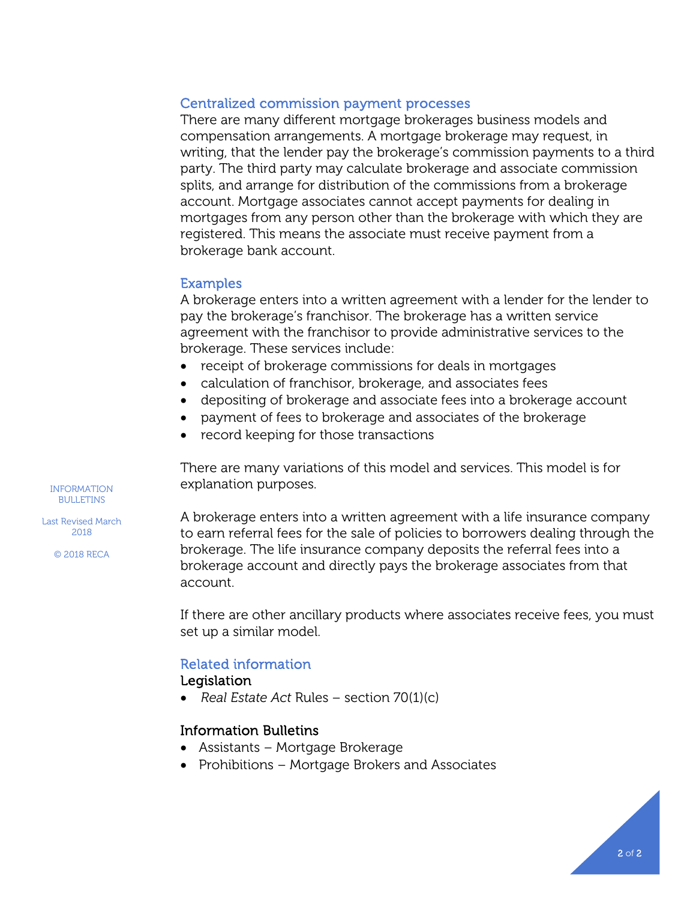## Centralized commission payment processes

There are many different mortgage brokerages business models and compensation arrangements. A mortgage brokerage may request, in writing, that the lender pay the brokerage's commission payments to a third party. The third party may calculate brokerage and associate commission splits, and arrange for distribution of the commissions from a brokerage account. Mortgage associates cannot accept payments for dealing in mortgages from any person other than the brokerage with which they are registered. This means the associate must receive payment from a brokerage bank account.

## Examples

A brokerage enters into a written agreement with a lender for the lender to pay the brokerage's franchisor. The brokerage has a written service agreement with the franchisor to provide administrative services to the brokerage. These services include:

- receipt of brokerage commissions for deals in mortgages
- calculation of franchisor, brokerage, and associates fees
- depositing of brokerage and associate fees into a brokerage account
- payment of fees to brokerage and associates of the brokerage
- record keeping for those transactions

There are many variations of this model and services. This model is for explanation purposes.

A brokerage enters into a written agreement with a life insurance company to earn referral fees for the sale of policies to borrowers dealing through the brokerage. The life insurance company deposits the referral fees into a brokerage account and directly pays the brokerage associates from that account.

If there are other ancillary products where associates receive fees, you must set up a similar model.

## Related information

### Legislation

- *Real Estate Act* Rules – section 70(1)(c)

### Information Bulletins

- Assistants – Mortgage Brokerage
- Prohibitions – Mortgage Brokers and Associates

INFORMATION BULLETINS

Last Revised March 2018

© 2018 RECA